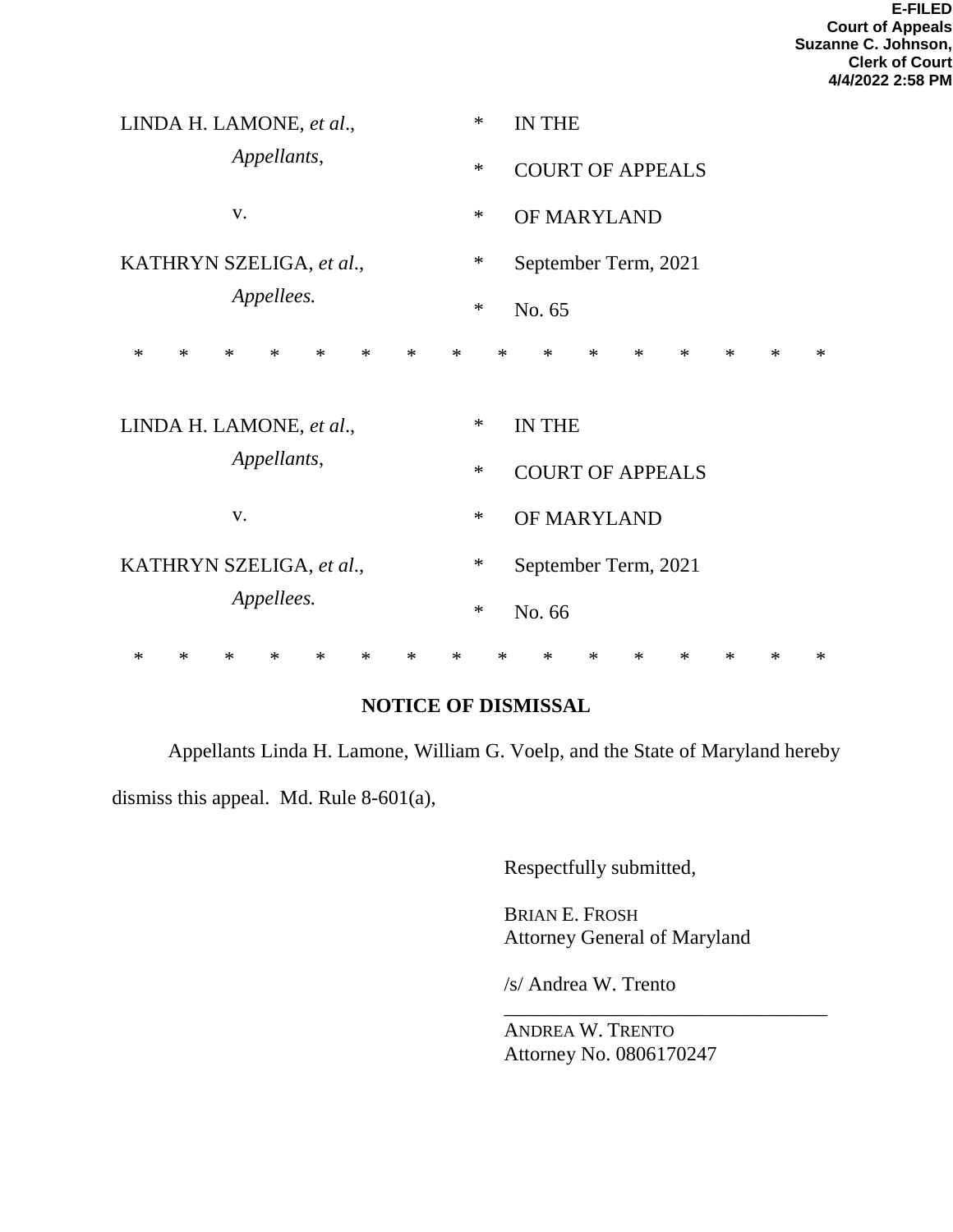**E-FILED**
**Court of Appeals**
**Suzanne C. Johnson,**
**Clerk of Court**
**4/4/2022 2:58 PM**

| | | |
|---|---|---|
| LINDA H. LAMONE, *et al.*, | * | IN THE |
| *Appellants*, | * | COURT OF APPEALS |
| v. | * | OF MARYLAND |
| KATHRYN SZELIGA, *et al.*, | * | September Term, 2021 |
| *Appellees.* | * | No. 65 |

\* \* \* \* \* \* \* \* \* \* \* \* \* \* \* \*

| | | |
|---|---|---|
| LINDA H. LAMONE, *et al.*, | * | IN THE |
| *Appellants*, | * | COURT OF APPEALS |
| v. | * | OF MARYLAND |
| KATHRYN SZELIGA, *et al.*, | * | September Term, 2021 |
| *Appellees.* | * | No. 66 |

\* \* \* \* \* \* \* \* \* \* \* \* \* \* \* \*

**NOTICE OF DISMISSAL**

Appellants Linda H. Lamone, William G. Voelp, and the State of Maryland hereby dismiss this appeal. Md. Rule 8-601(a),

Respectfully submitted,

BRIAN E. FROSH
Attorney General of Maryland

/s/ Andrea W. Trento
\_\_\_\_\_\_\_\_\_\_\_\_\_\_\_\_\_\_\_\_\_\_\_\_\_\_\_\_\_\_\_\_
ANDREA W. TRENTO
Attorney No. 0806170247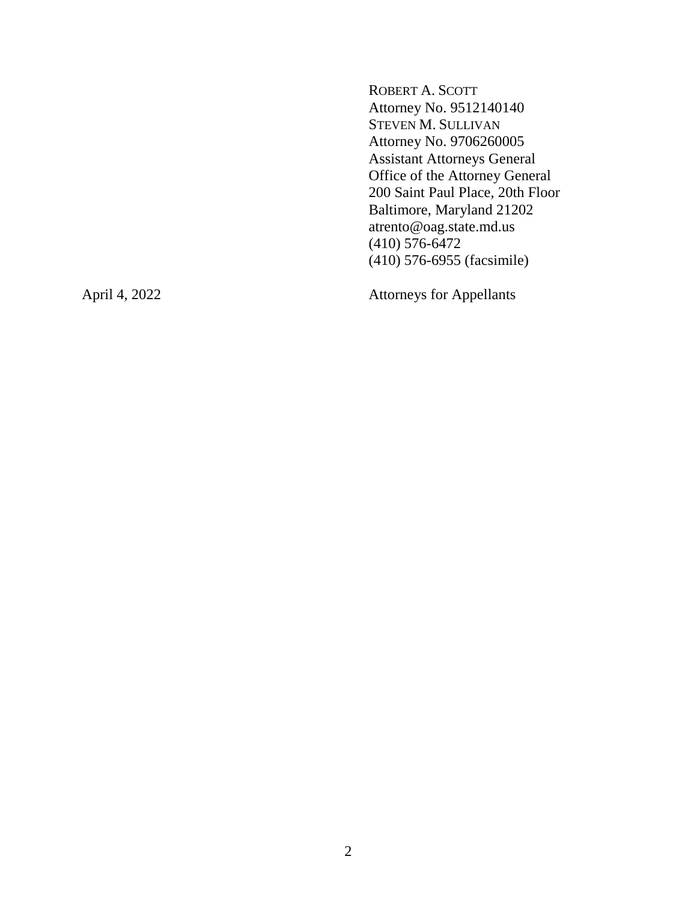ROBERT A. SCOTT
Attorney No. 9512140140
STEVEN M. SULLIVAN
Attorney No. 9706260005
Assistant Attorneys General
Office of the Attorney General
200 Saint Paul Place, 20th Floor
Baltimore, Maryland 21202
atrento@oag.state.md.us
(410) 576-6472
(410) 576-6955 (facsimile)

April 4, 2022

Attorneys for Appellants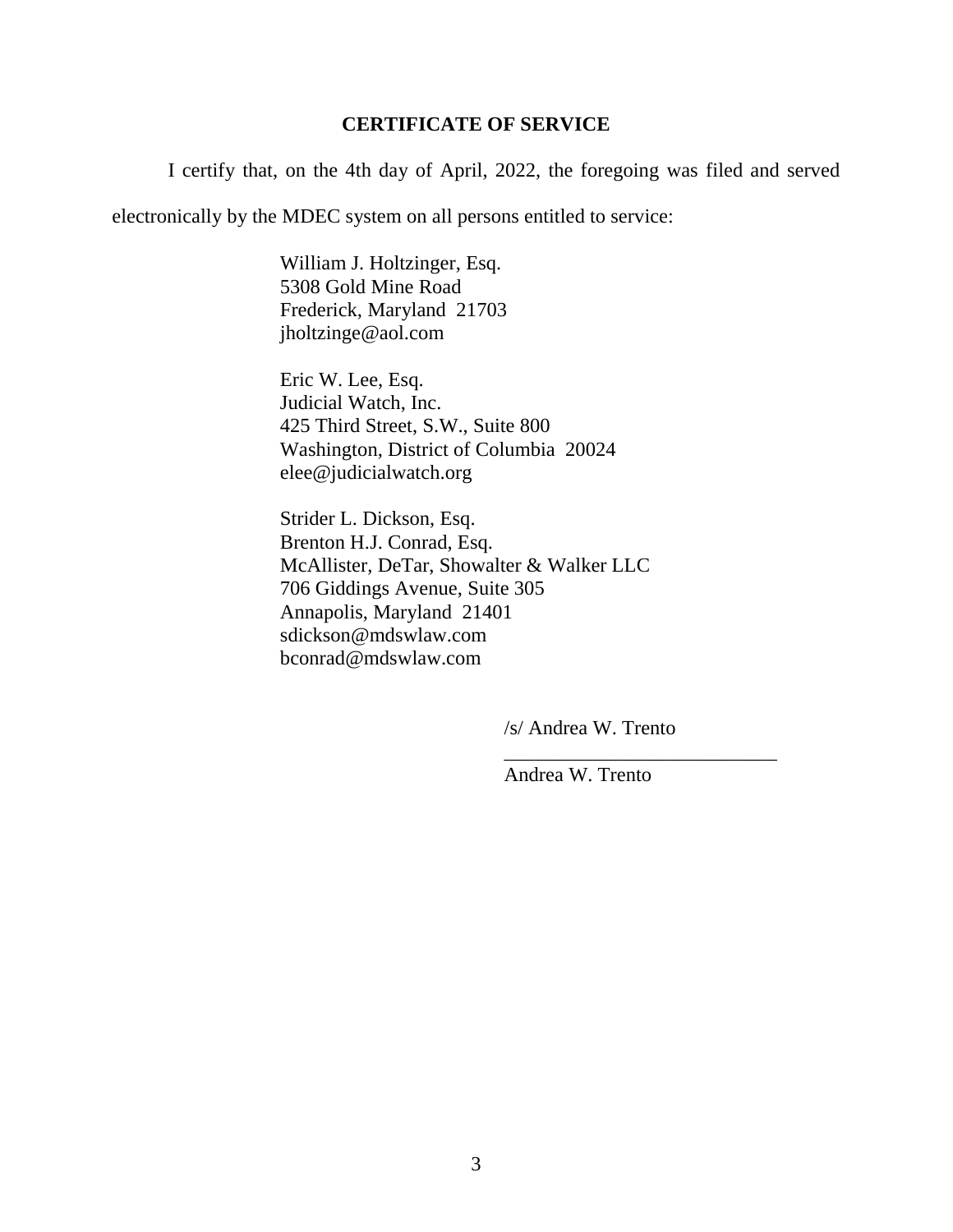## CERTIFICATE OF SERVICE

I certify that, on the 4th day of April, 2022, the foregoing was filed and served electronically by the MDEC system on all persons entitled to service:

William J. Holtzinger, Esq.
5308 Gold Mine Road
Frederick, Maryland 21703
jholtzinge@aol.com

Eric W. Lee, Esq.
Judicial Watch, Inc.
425 Third Street, S.W., Suite 800
Washington, District of Columbia 20024
elee@judicialwatch.org

Strider L. Dickson, Esq.
Brenton H.J. Conrad, Esq.
McAllister, DeTar, Showalter & Walker LLC
706 Giddings Avenue, Suite 305
Annapolis, Maryland 21401
sdickson@mdswlaw.com
bconrad@mdswlaw.com

/s/ Andrea W. Trento
___________________________
Andrea W. Trento